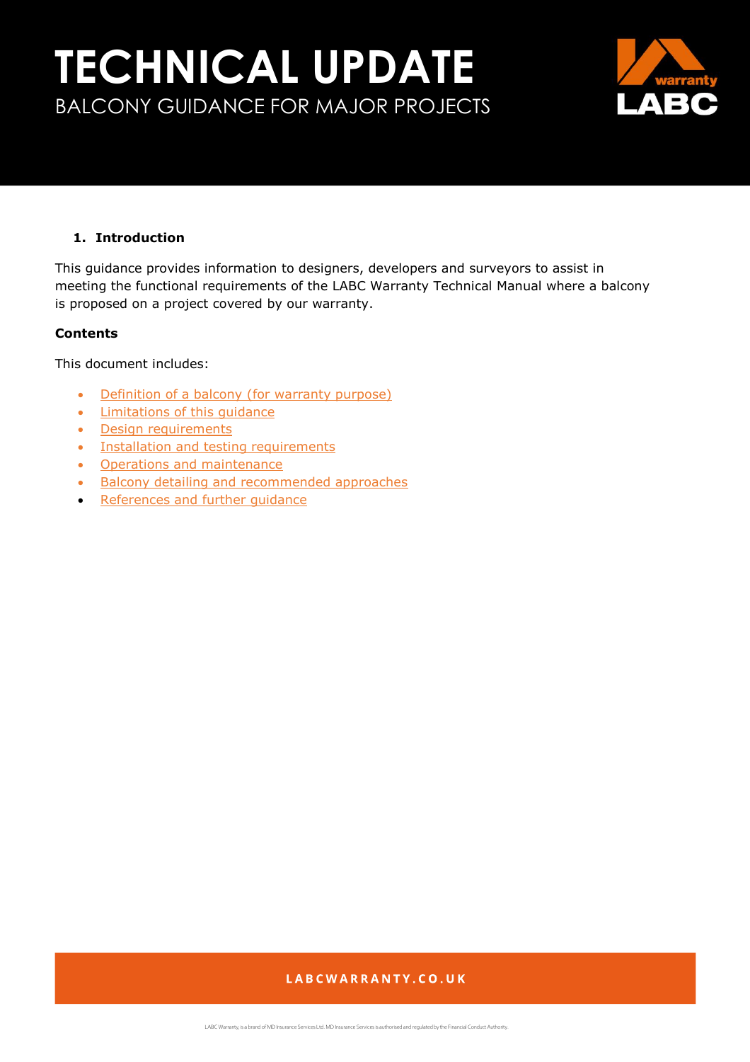# TECHNICAL UPDATE

## BALCONY GUIDANCE FOR MAJOR PROJECTS

### 1. Introduction

This guidance provides information to designers, developers and surveyors to assist in meeting the functional requirements of the LABC Warranty Technical Manual where a balcony is proposed on a project covered by our warranty.

**Contents**

This document includes:

- Definition of a balcony (for warranty purpose)
- Limitations of this guidance
- Design requirements
- Installation and testing requirements
- Operations and maintenance
- Balcony detailing and recommended approaches
- References and further guidance

LABCWARRANTY.CO.UK

LABC Warranty, is a brand of MD Insurance Services Ltd. MD Insurance Services is authorised and regulated by the Financial Conduct Authority.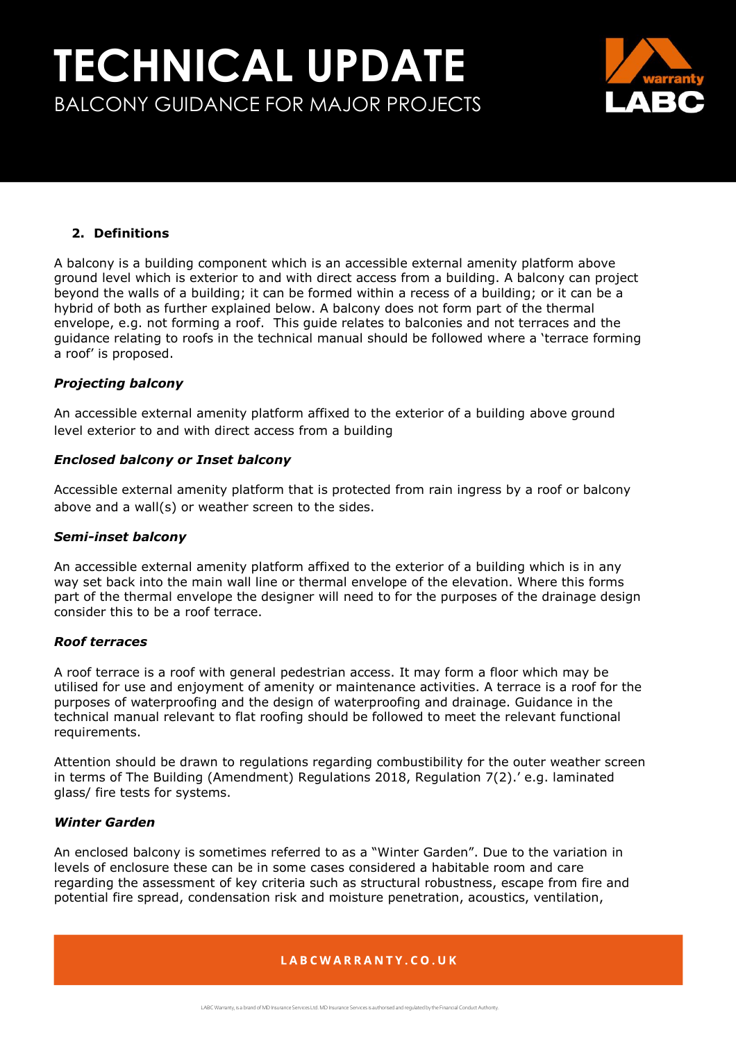## 2. Definitions

A balcony is a building component which is an accessible external amenity platform above ground level which is exterior to and with direct access from a building. A balcony can project beyond the walls of a building; it can be formed within a recess of a building; or it can be a hybrid of both as further explained below. A balcony does not form part of the thermal envelope, e.g. not forming a roof. This guide relates to balconies and not terraces and the guidance relating to roofs in the technical manual should be followed where a 'terrace forming a roof' is proposed.

### *Projecting balcony*

An accessible external amenity platform affixed to the exterior of a building above ground level exterior to and with direct access from a building

### *Enclosed balcony or Inset balcony*

Accessible external amenity platform that is protected from rain ingress by a roof or balcony above and a wall(s) or weather screen to the sides.

### *Semi-inset balcony*

An accessible external amenity platform affixed to the exterior of a building which is in any way set back into the main wall line or thermal envelope of the elevation. Where this forms part of the thermal envelope the designer will need to for the purposes of the drainage design consider this to be a roof terrace.

### *Roof terraces*

A roof terrace is a roof with general pedestrian access. It may form a floor which may be utilised for use and enjoyment of amenity or maintenance activities. A terrace is a roof for the purposes of waterproofing and the design of waterproofing and drainage. Guidance in the technical manual relevant to flat roofing should be followed to meet the relevant functional requirements.

Attention should be drawn to regulations regarding combustibility for the outer weather screen in terms of The Building (Amendment) Regulations 2018, Regulation 7(2).' e.g. laminated glass/ fire tests for systems.

### *Winter Garden*

An enclosed balcony is sometimes referred to as a "Winter Garden". Due to the variation in levels of enclosure these can be in some cases considered a habitable room and care regarding the assessment of key criteria such as structural robustness, escape from fire and potential fire spread, condensation risk and moisture penetration, acoustics, ventilation,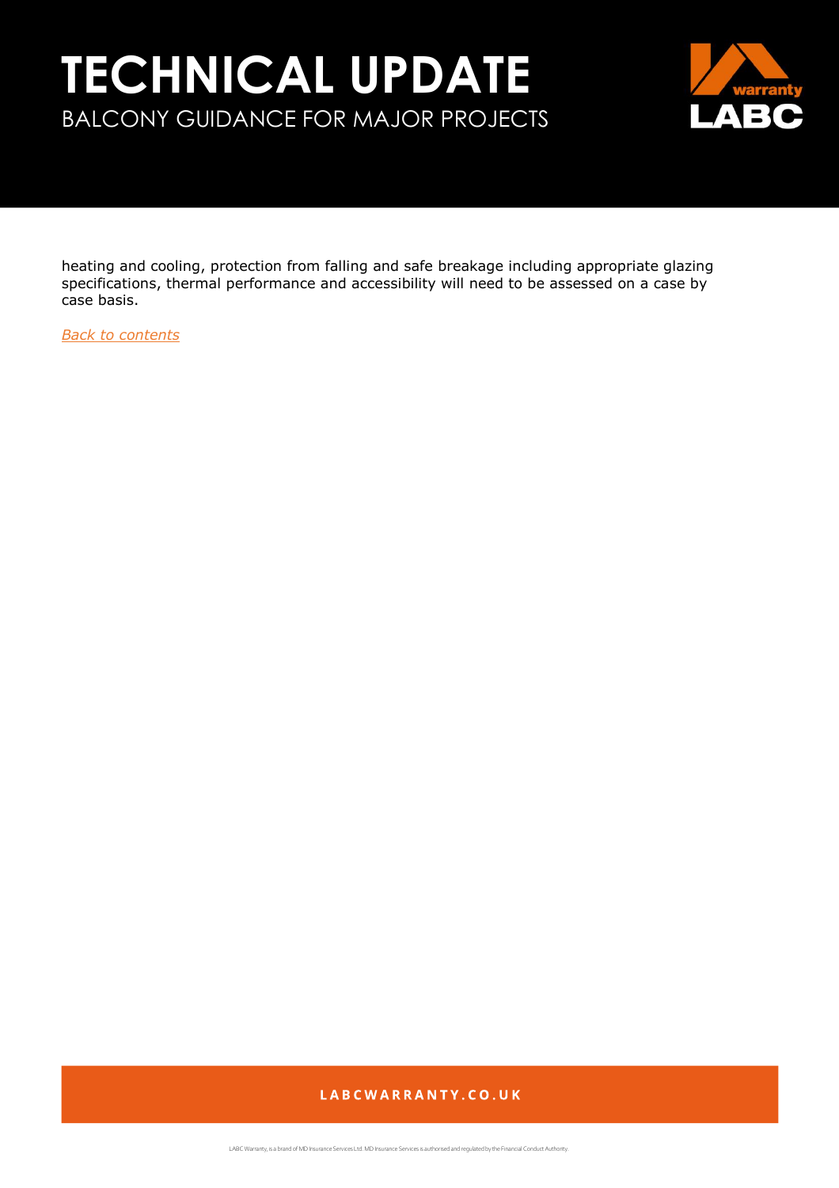heating and cooling, protection from falling and safe breakage including appropriate glazing specifications, thermal performance and accessibility will need to be assessed on a case by case basis.

*Back to contents*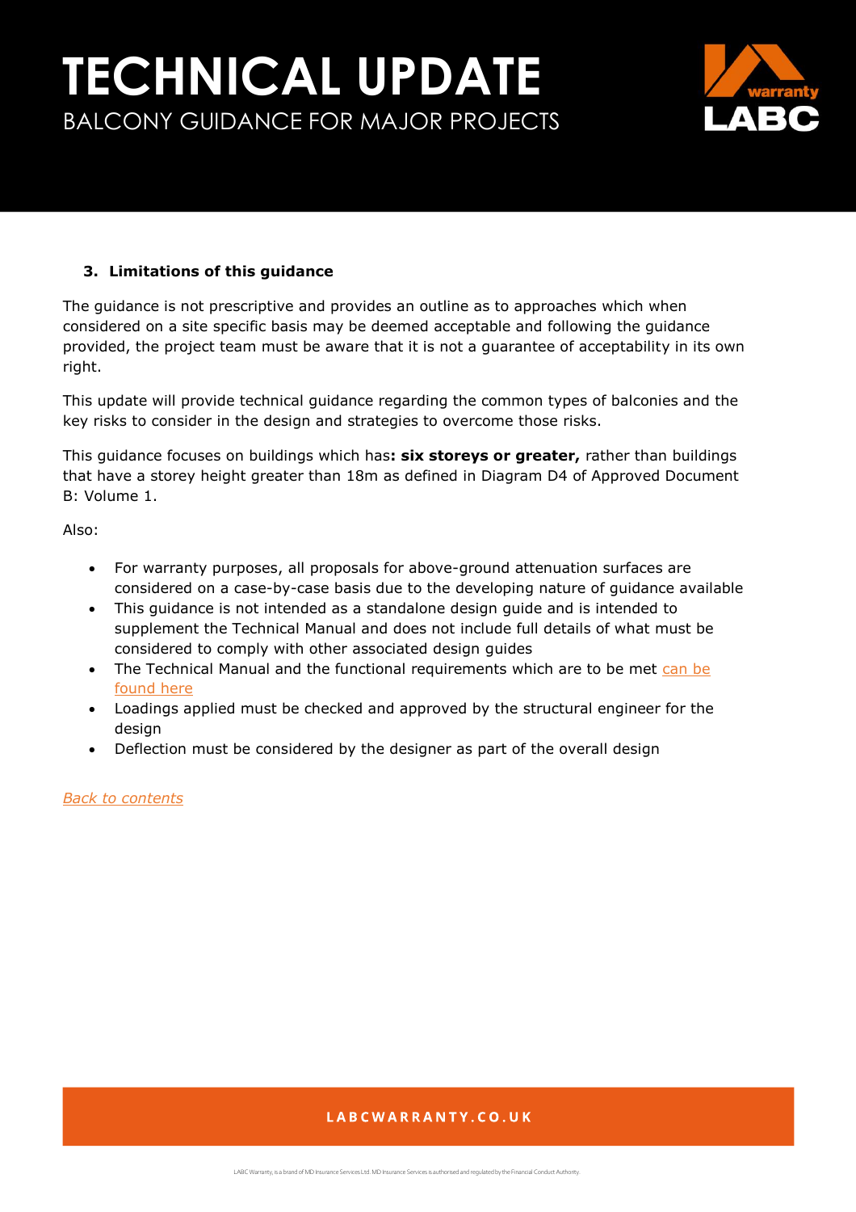### 3. Limitations of this guidance

The guidance is not prescriptive and provides an outline as to approaches which when considered on a site specific basis may be deemed acceptable and following the guidance provided, the project team must be aware that it is not a guarantee of acceptability in its own right.

This update will provide technical guidance regarding the common types of balconies and the key risks to consider in the design and strategies to overcome those risks.

This guidance focuses on buildings which has**: six storeys or greater,** rather than buildings that have a storey height greater than 18m as defined in Diagram D4 of Approved Document B: Volume 1.

Also:

- For warranty purposes, all proposals for above-ground attenuation surfaces are considered on a case-by-case basis due to the developing nature of guidance available
- This guidance is not intended as a standalone design guide and is intended to supplement the Technical Manual and does not include full details of what must be considered to comply with other associated design guides
- The Technical Manual and the functional requirements which are to be met can be found here
- Loadings applied must be checked and approved by the structural engineer for the design
- Deflection must be considered by the designer as part of the overall design

*Back to contents*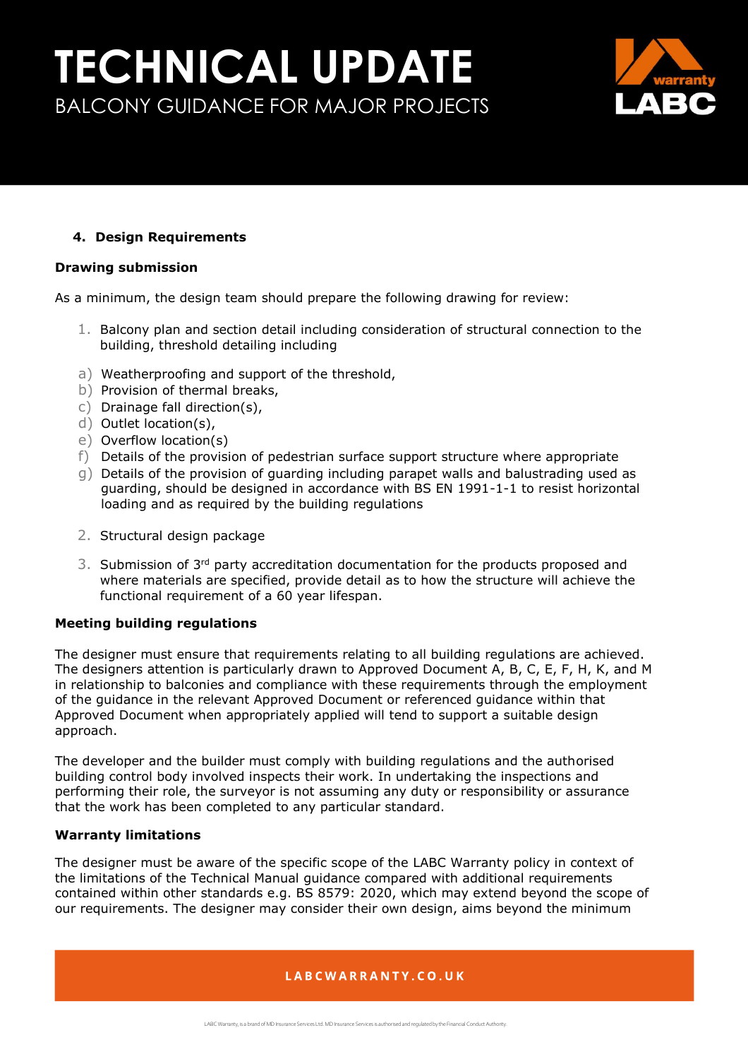## 4. Design Requirements

**Drawing submission**

As a minimum, the design team should prepare the following drawing for review:

1. Balcony plan and section detail including consideration of structural connection to the building, threshold detailing including

a) Weatherproofing and support of the threshold,
b) Provision of thermal breaks,
c) Drainage fall direction(s),
d) Outlet location(s),
e) Overflow location(s)
f) Details of the provision of pedestrian surface support structure where appropriate
g) Details of the provision of guarding including parapet walls and balustrading used as guarding, should be designed in accordance with BS EN 1991-1-1 to resist horizontal loading and as required by the building regulations

2. Structural design package

3. Submission of 3rd party accreditation documentation for the products proposed and where materials are specified, provide detail as to how the structure will achieve the functional requirement of a 60 year lifespan.

**Meeting building regulations**

The designer must ensure that requirements relating to all building regulations are achieved. The designers attention is particularly drawn to Approved Document A, B, C, E, F, H, K, and M in relationship to balconies and compliance with these requirements through the employment of the guidance in the relevant Approved Document or referenced guidance within that Approved Document when appropriately applied will tend to support a suitable design approach.

The developer and the builder must comply with building regulations and the authorised building control body involved inspects their work. In undertaking the inspections and performing their role, the surveyor is not assuming any duty or responsibility or assurance that the work has been completed to any particular standard.

**Warranty limitations**

The designer must be aware of the specific scope of the LABC Warranty policy in context of the limitations of the Technical Manual guidance compared with additional requirements contained within other standards e.g. BS 8579: 2020, which may extend beyond the scope of our requirements. The designer may consider their own design, aims beyond the minimum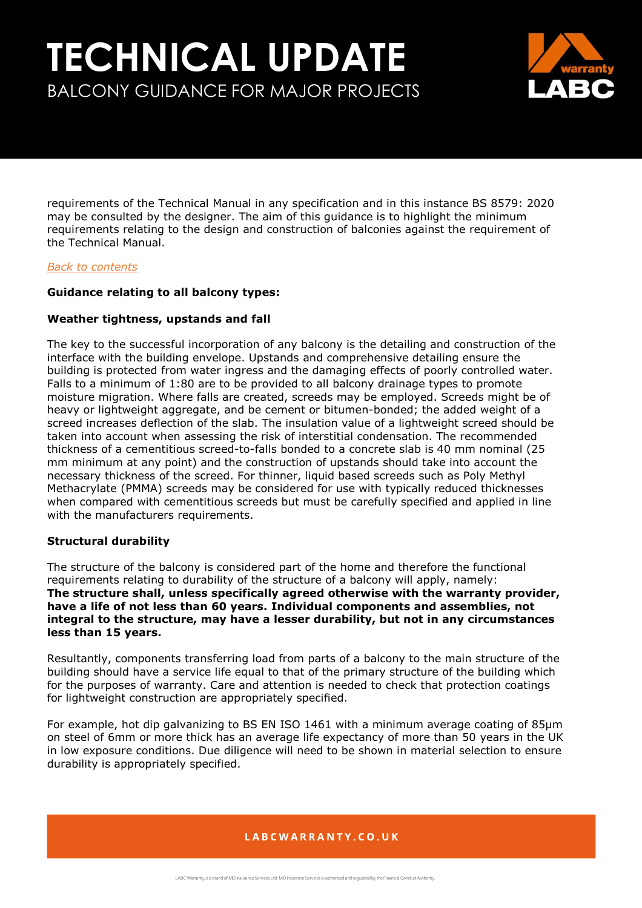requirements of the Technical Manual in any specification and in this instance BS 8579: 2020 may be consulted by the designer. The aim of this guidance is to highlight the minimum requirements relating to the design and construction of balconies against the requirement of the Technical Manual.

*Back to contents*

**Guidance relating to all balcony types:**

**Weather tightness, upstands and fall**

The key to the successful incorporation of any balcony is the detailing and construction of the interface with the building envelope. Upstands and comprehensive detailing ensure the building is protected from water ingress and the damaging effects of poorly controlled water. Falls to a minimum of 1:80 are to be provided to all balcony drainage types to promote moisture migration. Where falls are created, screeds may be employed. Screeds might be of heavy or lightweight aggregate, and be cement or bitumen-bonded; the added weight of a screed increases deflection of the slab. The insulation value of a lightweight screed should be taken into account when assessing the risk of interstitial condensation. The recommended thickness of a cementitious screed-to-falls bonded to a concrete slab is 40 mm nominal (25 mm minimum at any point) and the construction of upstands should take into account the necessary thickness of the screed. For thinner, liquid based screeds such as Poly Methyl Methacrylate (PMMA) screeds may be considered for use with typically reduced thicknesses when compared with cementitious screeds but must be carefully specified and applied in line with the manufacturers requirements.

**Structural durability**

The structure of the balcony is considered part of the home and therefore the functional requirements relating to durability of the structure of a balcony will apply, namely:
**The structure shall, unless specifically agreed otherwise with the warranty provider, have a life of not less than 60 years. Individual components and assemblies, not integral to the structure, may have a lesser durability, but not in any circumstances less than 15 years.**

Resultantly, components transferring load from parts of a balcony to the main structure of the building should have a service life equal to that of the primary structure of the building which for the purposes of warranty. Care and attention is needed to check that protection coatings for lightweight construction are appropriately specified.

For example, hot dip galvanizing to BS EN ISO 1461 with a minimum average coating of 85μm on steel of 6mm or more thick has an average life expectancy of more than 50 years in the UK in low exposure conditions. Due diligence will need to be shown in material selection to ensure durability is appropriately specified.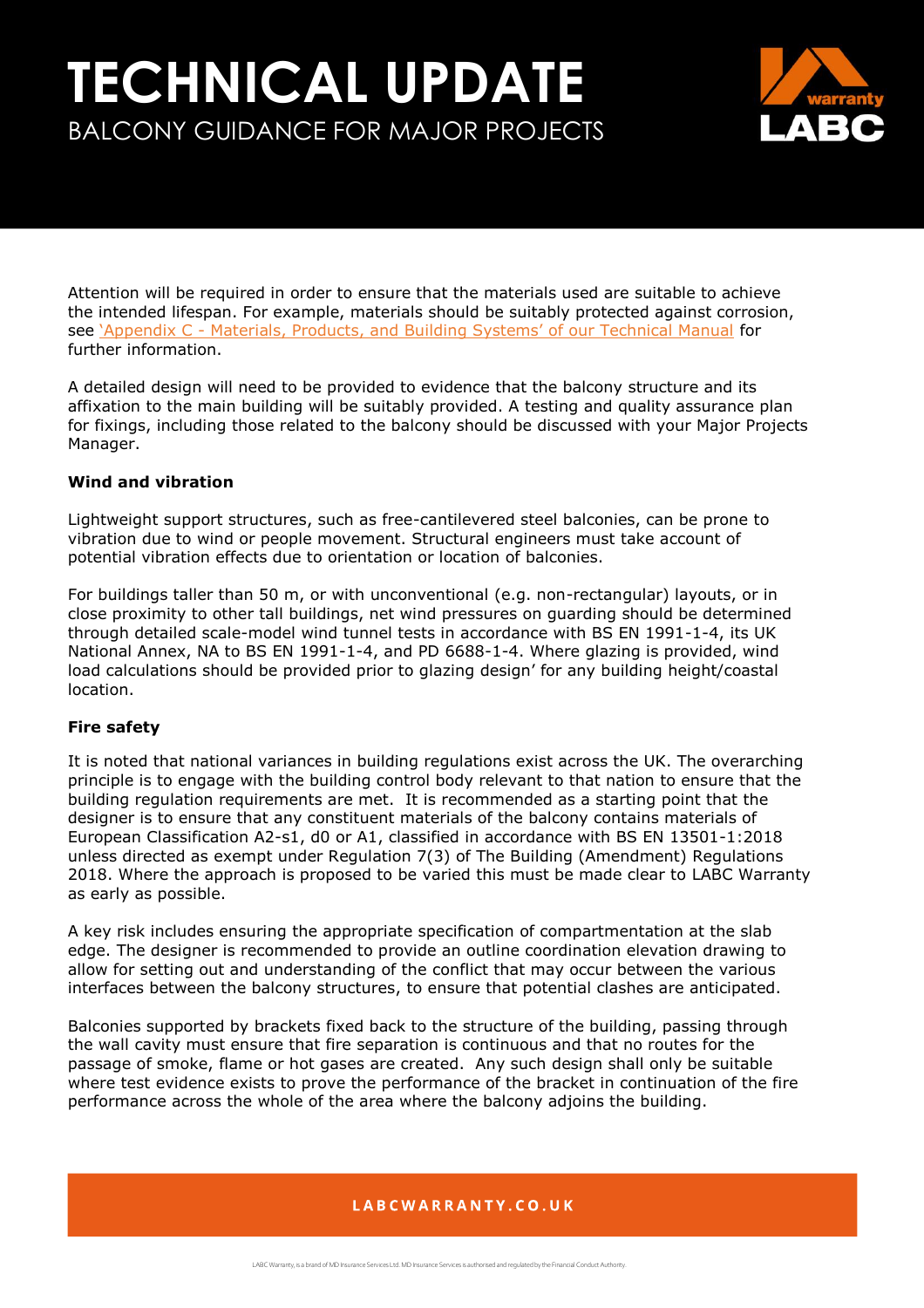Attention will be required in order to ensure that the materials used are suitable to achieve the intended lifespan. For example, materials should be suitably protected against corrosion, see 'Appendix C - Materials, Products, and Building Systems' of our Technical Manual for further information.

A detailed design will need to be provided to evidence that the balcony structure and its affixation to the main building will be suitably provided. A testing and quality assurance plan for fixings, including those related to the balcony should be discussed with your Major Projects Manager.

**Wind and vibration**

Lightweight support structures, such as free-cantilevered steel balconies, can be prone to vibration due to wind or people movement. Structural engineers must take account of potential vibration effects due to orientation or location of balconies.

For buildings taller than 50 m, or with unconventional (e.g. non-rectangular) layouts, or in close proximity to other tall buildings, net wind pressures on guarding should be determined through detailed scale-model wind tunnel tests in accordance with BS EN 1991-1-4, its UK National Annex, NA to BS EN 1991-1-4, and PD 6688-1-4. Where glazing is provided, wind load calculations should be provided prior to glazing design' for any building height/coastal location.

**Fire safety**

It is noted that national variances in building regulations exist across the UK. The overarching principle is to engage with the building control body relevant to that nation to ensure that the building regulation requirements are met. It is recommended as a starting point that the designer is to ensure that any constituent materials of the balcony contains materials of European Classification A2-s1, d0 or A1, classified in accordance with BS EN 13501-1:2018 unless directed as exempt under Regulation 7(3) of The Building (Amendment) Regulations 2018. Where the approach is proposed to be varied this must be made clear to LABC Warranty as early as possible.

A key risk includes ensuring the appropriate specification of compartmentation at the slab edge. The designer is recommended to provide an outline coordination elevation drawing to allow for setting out and understanding of the conflict that may occur between the various interfaces between the balcony structures, to ensure that potential clashes are anticipated.

Balconies supported by brackets fixed back to the structure of the building, passing through the wall cavity must ensure that fire separation is continuous and that no routes for the passage of smoke, flame or hot gases are created. Any such design shall only be suitable where test evidence exists to prove the performance of the bracket in continuation of the fire performance across the whole of the area where the balcony adjoins the building.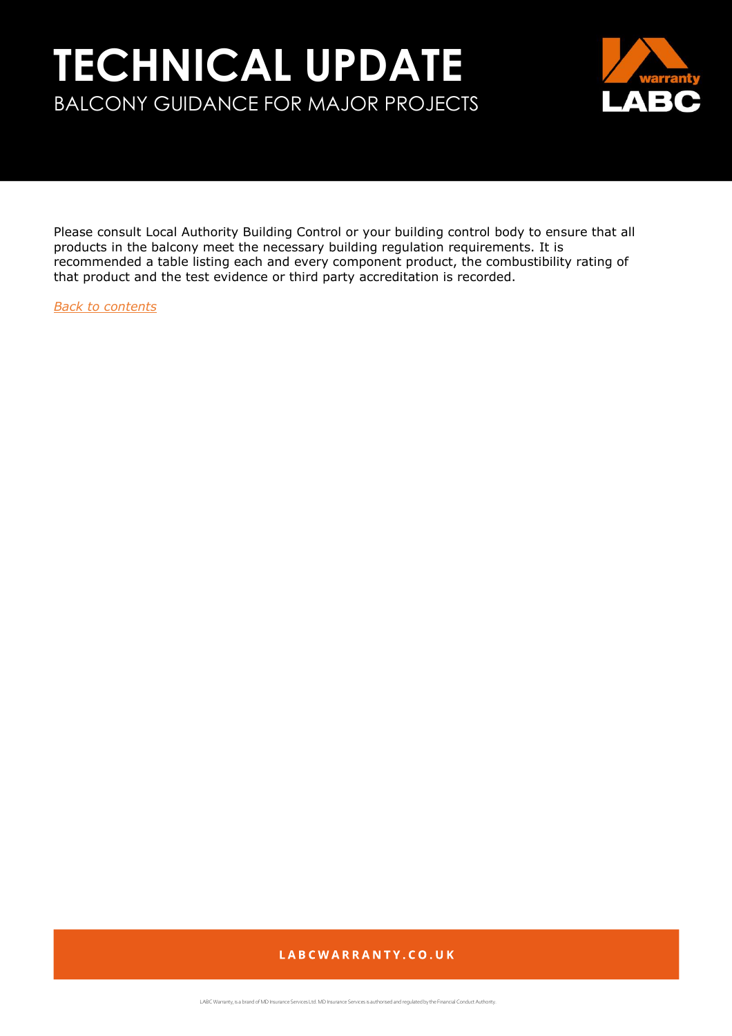Please consult Local Authority Building Control or your building control body to ensure that all products in the balcony meet the necessary building regulation requirements. It is recommended a table listing each and every component product, the combustibility rating of that product and the test evidence or third party accreditation is recorded.

*Back to contents*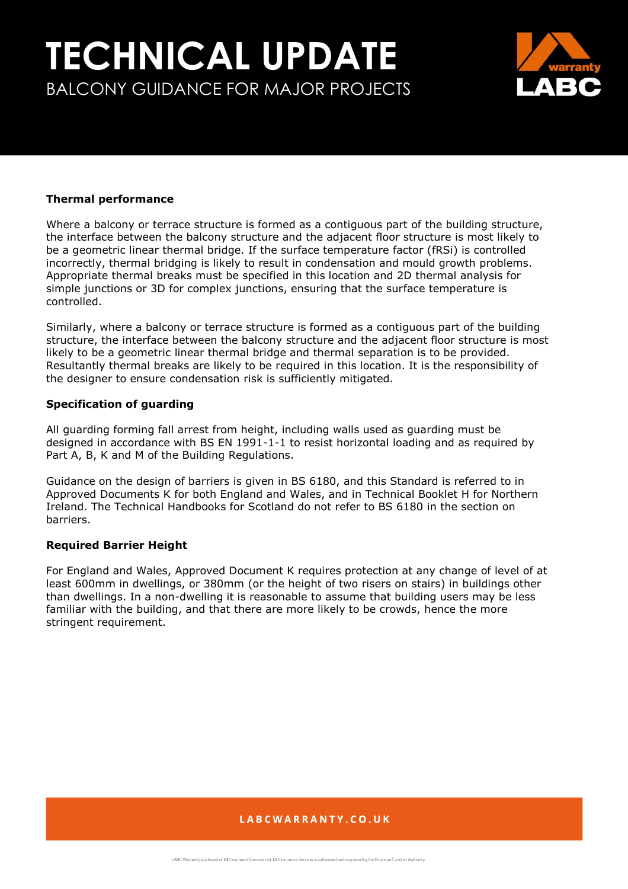### Thermal performance

Where a balcony or terrace structure is formed as a contiguous part of the building structure, the interface between the balcony structure and the adjacent floor structure is most likely to be a geometric linear thermal bridge. If the surface temperature factor (fRSi) is controlled incorrectly, thermal bridging is likely to result in condensation and mould growth problems. Appropriate thermal breaks must be specified in this location and 2D thermal analysis for simple junctions or 3D for complex junctions, ensuring that the surface temperature is controlled.

Similarly, where a balcony or terrace structure is formed as a contiguous part of the building structure, the interface between the balcony structure and the adjacent floor structure is most likely to be a geometric linear thermal bridge and thermal separation is to be provided. Resultantly thermal breaks are likely to be required in this location. It is the responsibility of the designer to ensure condensation risk is sufficiently mitigated.

### Specification of guarding

All guarding forming fall arrest from height, including walls used as guarding must be designed in accordance with BS EN 1991-1-1 to resist horizontal loading and as required by Part A, B, K and M of the Building Regulations.

Guidance on the design of barriers is given in BS 6180, and this Standard is referred to in Approved Documents K for both England and Wales, and in Technical Booklet H for Northern Ireland. The Technical Handbooks for Scotland do not refer to BS 6180 in the section on barriers.

### Required Barrier Height

For England and Wales, Approved Document K requires protection at any change of level of at least 600mm in dwellings, or 380mm (or the height of two risers on stairs) in buildings other than dwellings. In a non-dwelling it is reasonable to assume that building users may be less familiar with the building, and that there are more likely to be crowds, hence the more stringent requirement.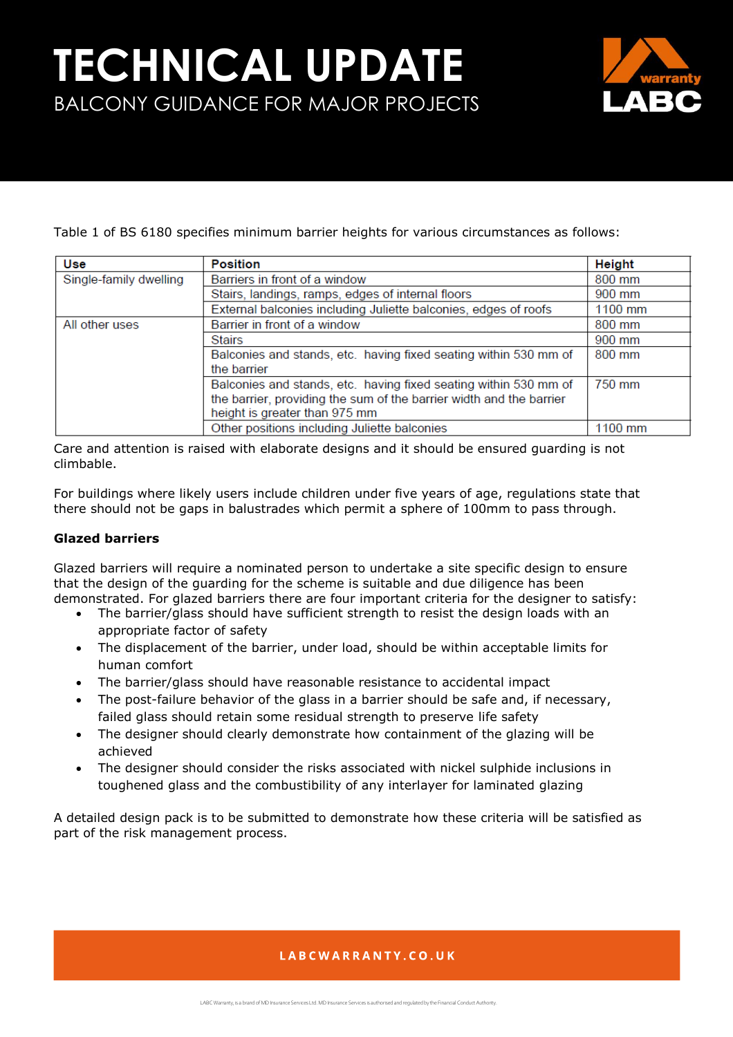# TECHNICAL UPDATE

BALCONY GUIDANCE FOR MAJOR PROJECTS

Table 1 of BS 6180 specifies minimum barrier heights for various circumstances as follows:

| Use | Position | Height |
|---|---|---|
| Single-family dwelling | Barriers in front of a window | 800 mm |
| | Stairs, landings, ramps, edges of internal floors | 900 mm |
| | External balconies including Juliette balconies, edges of roofs | 1100 mm |
| All other uses | Barrier in front of a window | 800 mm |
| | Stairs | 900 mm |
| | Balconies and stands, etc. having fixed seating within 530 mm of the barrier | 800 mm |
| | Balconies and stands, etc. having fixed seating within 530 mm of the barrier, providing the sum of the barrier width and the barrier height is greater than 975 mm | 750 mm |
| | Other positions including Juliette balconies | 1100 mm |

Care and attention is raised with elaborate designs and it should be ensured guarding is not climbable.

For buildings where likely users include children under five years of age, regulations state that there should not be gaps in balustrades which permit a sphere of 100mm to pass through.

**Glazed barriers**

Glazed barriers will require a nominated person to undertake a site specific design to ensure that the design of the guarding for the scheme is suitable and due diligence has been demonstrated. For glazed barriers there are four important criteria for the designer to satisfy:

- The barrier/glass should have sufficient strength to resist the design loads with an appropriate factor of safety
- The displacement of the barrier, under load, should be within acceptable limits for human comfort
- The barrier/glass should have reasonable resistance to accidental impact
- The post-failure behavior of the glass in a barrier should be safe and, if necessary, failed glass should retain some residual strength to preserve life safety
- The designer should clearly demonstrate how containment of the glazing will be achieved
- The designer should consider the risks associated with nickel sulphide inclusions in toughened glass and the combustibility of any interlayer for laminated glazing

A detailed design pack is to be submitted to demonstrate how these criteria will be satisfied as part of the risk management process.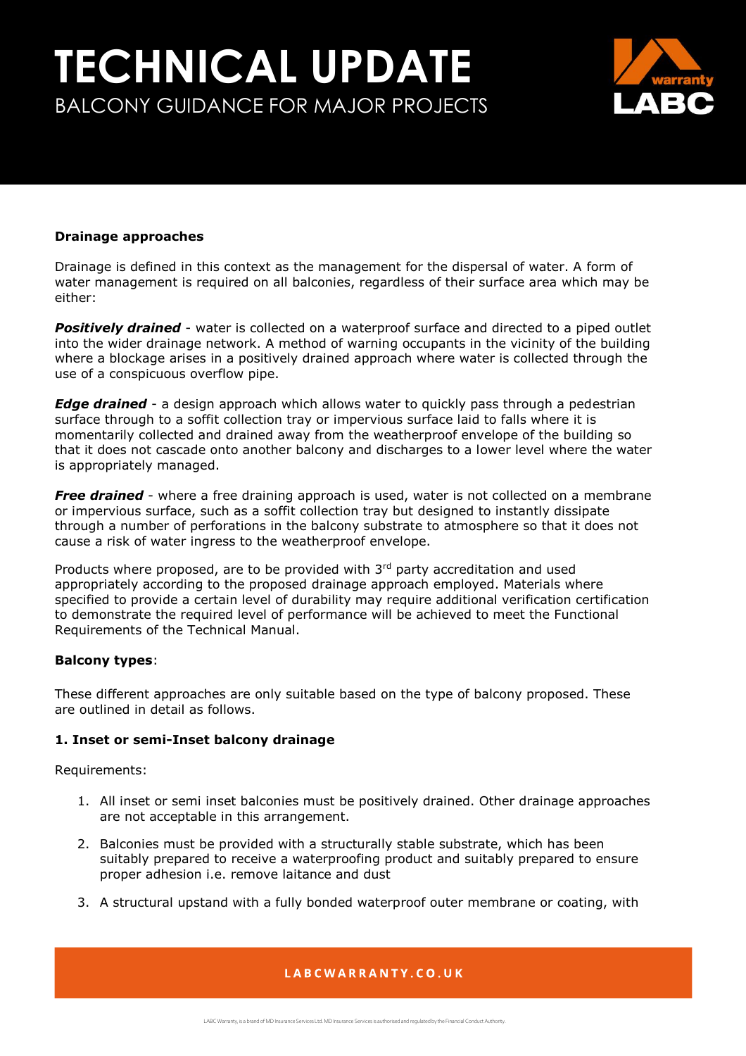**Drainage approaches**

Drainage is defined in this context as the management for the dispersal of water. A form of water management is required on all balconies, regardless of their surface area which may be either:

***Positively drained*** - water is collected on a waterproof surface and directed to a piped outlet into the wider drainage network. A method of warning occupants in the vicinity of the building where a blockage arises in a positively drained approach where water is collected through the use of a conspicuous overflow pipe.

***Edge drained*** - a design approach which allows water to quickly pass through a pedestrian surface through to a soffit collection tray or impervious surface laid to falls where it is momentarily collected and drained away from the weatherproof envelope of the building so that it does not cascade onto another balcony and discharges to a lower level where the water is appropriately managed.

***Free drained*** - where a free draining approach is used, water is not collected on a membrane or impervious surface, such as a soffit collection tray but designed to instantly dissipate through a number of perforations in the balcony substrate to atmosphere so that it does not cause a risk of water ingress to the weatherproof envelope.

Products where proposed, are to be provided with 3rd party accreditation and used appropriately according to the proposed drainage approach employed. Materials where specified to provide a certain level of durability may require additional verification certification to demonstrate the required level of performance will be achieved to meet the Functional Requirements of the Technical Manual.

**Balcony types**:

These different approaches are only suitable based on the type of balcony proposed. These are outlined in detail as follows.

**1. Inset or semi-Inset balcony drainage**

Requirements:

1. All inset or semi inset balconies must be positively drained. Other drainage approaches are not acceptable in this arrangement.
2. Balconies must be provided with a structurally stable substrate, which has been suitably prepared to receive a waterproofing product and suitably prepared to ensure proper adhesion i.e. remove laitance and dust
3. A structural upstand with a fully bonded waterproof outer membrane or coating, with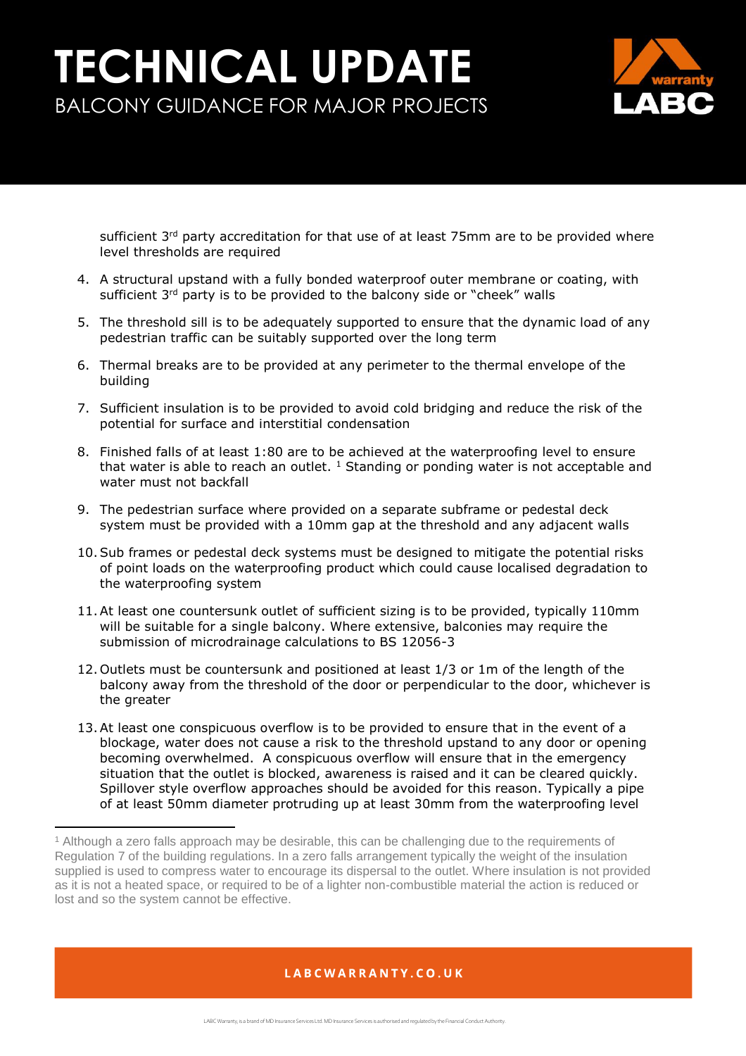sufficient 3rd party accreditation for that use of at least 75mm are to be provided where level thresholds are required

4. A structural upstand with a fully bonded waterproof outer membrane or coating, with sufficient 3rd party is to be provided to the balcony side or "cheek" walls
5. The threshold sill is to be adequately supported to ensure that the dynamic load of any pedestrian traffic can be suitably supported over the long term
6. Thermal breaks are to be provided at any perimeter to the thermal envelope of the building
7. Sufficient insulation is to be provided to avoid cold bridging and reduce the risk of the potential for surface and interstitial condensation
8. Finished falls of at least 1:80 are to be achieved at the waterproofing level to ensure that water is able to reach an outlet. [1] Standing or ponding water is not acceptable and water must not backfall
9. The pedestrian surface where provided on a separate subframe or pedestal deck system must be provided with a 10mm gap at the threshold and any adjacent walls
10. Sub frames or pedestal deck systems must be designed to mitigate the potential risks of point loads on the waterproofing product which could cause localised degradation to the waterproofing system
11. At least one countersunk outlet of sufficient sizing is to be provided, typically 110mm will be suitable for a single balcony. Where extensive, balconies may require the submission of microdrainage calculations to BS 12056-3
12. Outlets must be countersunk and positioned at least 1/3 or 1m of the length of the balcony away from the threshold of the door or perpendicular to the door, whichever is the greater
13. At least one conspicuous overflow is to be provided to ensure that in the event of a blockage, water does not cause a risk to the threshold upstand to any door or opening becoming overwhelmed. A conspicuous overflow will ensure that in the emergency situation that the outlet is blocked, awareness is raised and it can be cleared quickly. Spillover style overflow approaches should be avoided for this reason. Typically a pipe of at least 50mm diameter protruding up at least 30mm from the waterproofing level

---

[1] Although a zero falls approach may be desirable, this can be challenging due to the requirements of Regulation 7 of the building regulations. In a zero falls arrangement typically the weight of the insulation supplied is used to compress water to encourage its dispersal to the outlet. Where insulation is not provided as it is not a heated space, or required to be of a lighter non-combustible material the action is reduced or lost and so the system cannot be effective.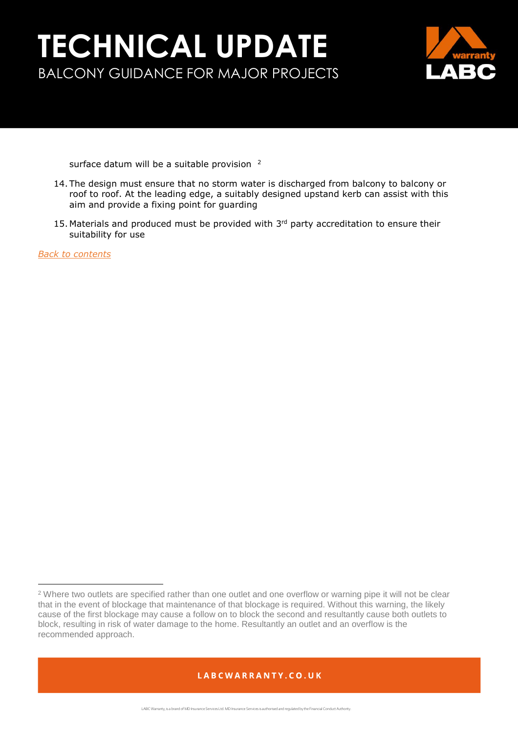surface datum will be a suitable provision [2]

14. The design must ensure that no storm water is discharged from balcony to balcony or roof to roof. At the leading edge, a suitably designed upstand kerb can assist with this aim and provide a fixing point for guarding

15. Materials and produced must be provided with 3rd party accreditation to ensure their suitability for use

*Back to contents*

[2] Where two outlets are specified rather than one outlet and one overflow or warning pipe it will not be clear that in the event of blockage that maintenance of that blockage is required. Without this warning, the likely cause of the first blockage may cause a follow on to block the second and resultantly cause both outlets to block, resulting in risk of water damage to the home. Resultantly an outlet and an overflow is the recommended approach.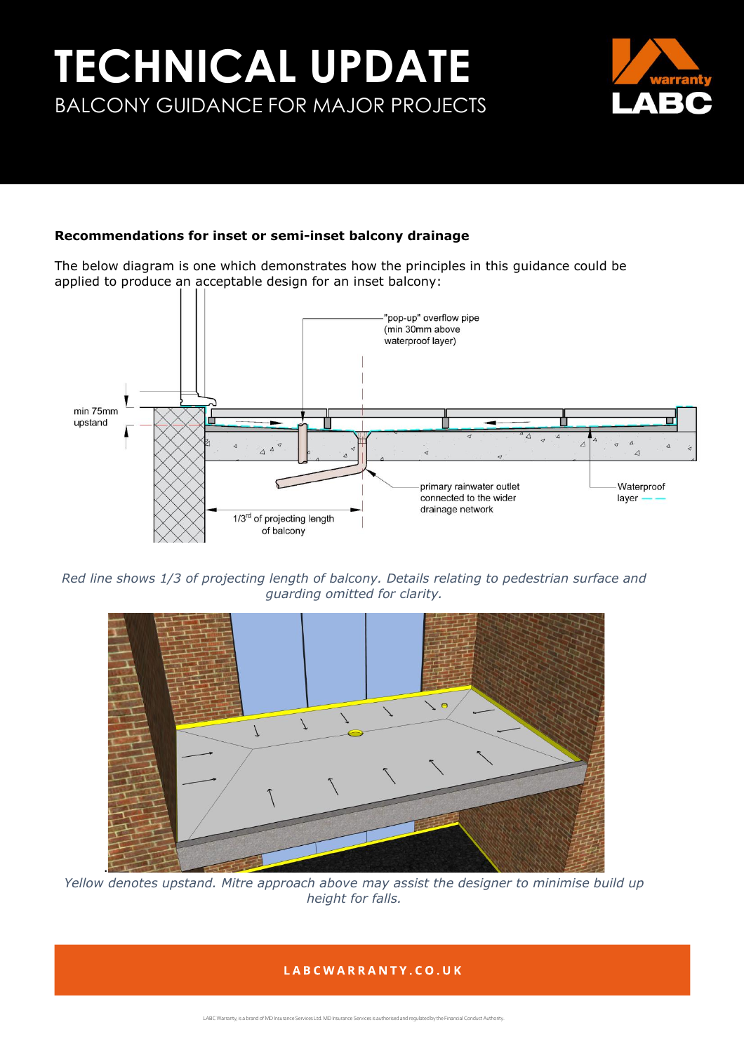# TECHNICAL UPDATE

BALCONY GUIDANCE FOR MAJOR PROJECTS

**Recommendations for inset or semi-inset balcony drainage**

The below diagram is one which demonstrates how the principles in this guidance could be applied to produce an acceptable design for an inset balcony:

"pop-up" overflow pipe (min 30mm above waterproof layer)

min 75mm upstand

primary rainwater outlet connected to the wider drainage network

Waterproof layer

1/3rd of projecting length of balcony

*Red line shows 1/3 of projecting length of balcony. Details relating to pedestrian surface and guarding omitted for clarity.*

*Yellow denotes upstand. Mitre approach above may assist the designer to minimise build up height for falls.*

LABCWARRANTY.CO.UK

LABC Warranty, is a brand of MD Insurance Services Ltd. MD Insurance Services is authorised and regulated by the Financial Conduct Authority.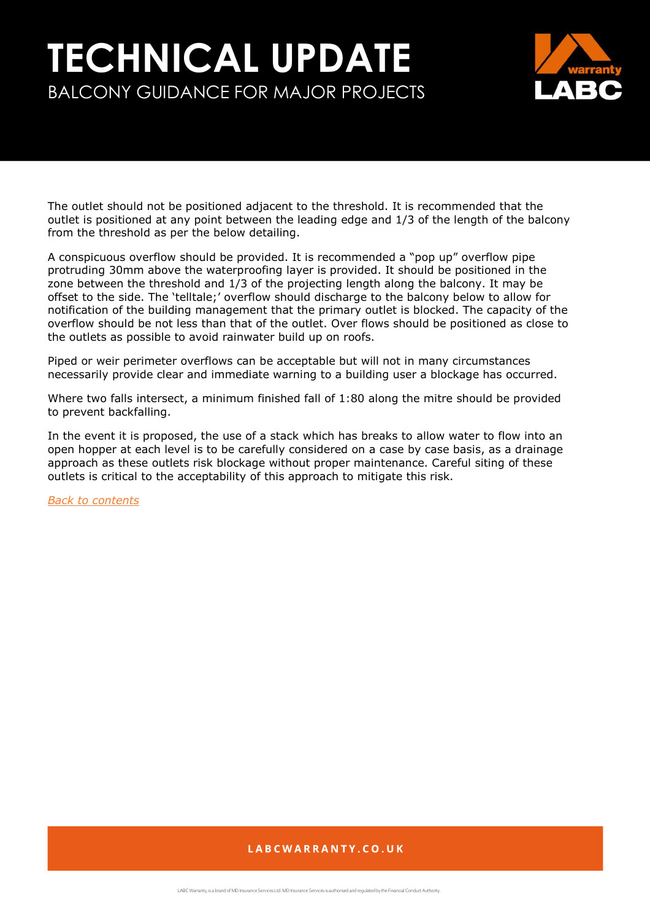The outlet should not be positioned adjacent to the threshold. It is recommended that the outlet is positioned at any point between the leading edge and 1/3 of the length of the balcony from the threshold as per the below detailing.

A conspicuous overflow should be provided. It is recommended a "pop up" overflow pipe protruding 30mm above the waterproofing layer is provided. It should be positioned in the zone between the threshold and 1/3 of the projecting length along the balcony. It may be offset to the side. The 'telltale;' overflow should discharge to the balcony below to allow for notification of the building management that the primary outlet is blocked. The capacity of the overflow should be not less than that of the outlet. Over flows should be positioned as close to the outlets as possible to avoid rainwater build up on roofs.

Piped or weir perimeter overflows can be acceptable but will not in many circumstances necessarily provide clear and immediate warning to a building user a blockage has occurred.

Where two falls intersect, a minimum finished fall of 1:80 along the mitre should be provided to prevent backfalling.

In the event it is proposed, the use of a stack which has breaks to allow water to flow into an open hopper at each level is to be carefully considered on a case by case basis, as a drainage approach as these outlets risk blockage without proper maintenance. Careful siting of these outlets is critical to the acceptability of this approach to mitigate this risk.

*Back to contents*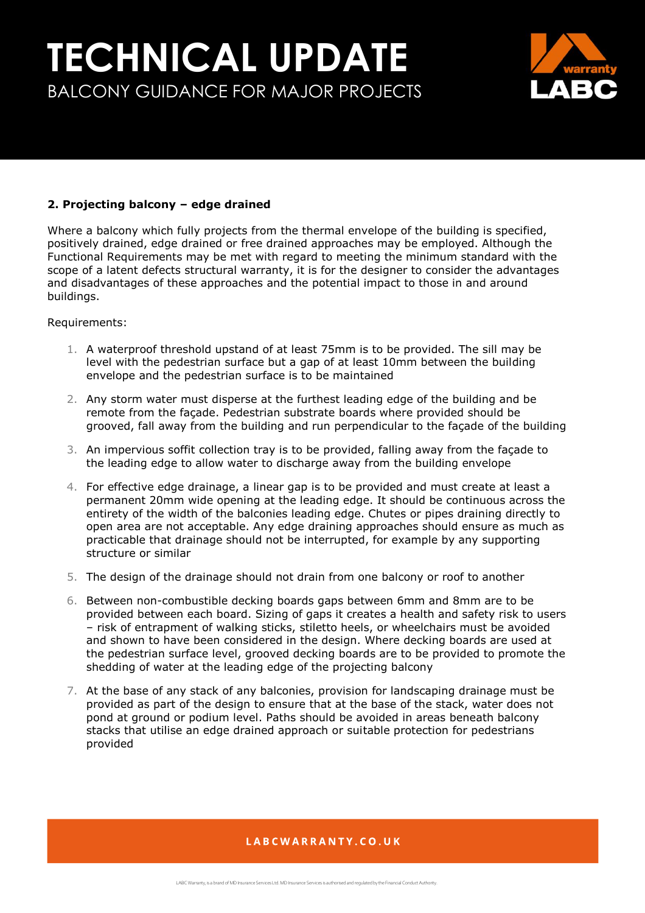## 2. Projecting balcony – edge drained

Where a balcony which fully projects from the thermal envelope of the building is specified, positively drained, edge drained or free drained approaches may be employed. Although the Functional Requirements may be met with regard to meeting the minimum standard with the scope of a latent defects structural warranty, it is for the designer to consider the advantages and disadvantages of these approaches and the potential impact to those in and around buildings.

Requirements:

1. A waterproof threshold upstand of at least 75mm is to be provided. The sill may be level with the pedestrian surface but a gap of at least 10mm between the building envelope and the pedestrian surface is to be maintained
2. Any storm water must disperse at the furthest leading edge of the building and be remote from the façade. Pedestrian substrate boards where provided should be grooved, fall away from the building and run perpendicular to the façade of the building
3. An impervious soffit collection tray is to be provided, falling away from the façade to the leading edge to allow water to discharge away from the building envelope
4. For effective edge drainage, a linear gap is to be provided and must create at least a permanent 20mm wide opening at the leading edge. It should be continuous across the entirety of the width of the balconies leading edge. Chutes or pipes draining directly to open area are not acceptable. Any edge draining approaches should ensure as much as practicable that drainage should not be interrupted, for example by any supporting structure or similar
5. The design of the drainage should not drain from one balcony or roof to another
6. Between non-combustible decking boards gaps between 6mm and 8mm are to be provided between each board. Sizing of gaps it creates a health and safety risk to users – risk of entrapment of walking sticks, stiletto heels, or wheelchairs must be avoided and shown to have been considered in the design. Where decking boards are used at the pedestrian surface level, grooved decking boards are to be provided to promote the shedding of water at the leading edge of the projecting balcony
7. At the base of any stack of any balconies, provision for landscaping drainage must be provided as part of the design to ensure that at the base of the stack, water does not pond at ground or podium level. Paths should be avoided in areas beneath balcony stacks that utilise an edge drained approach or suitable protection for pedestrians provided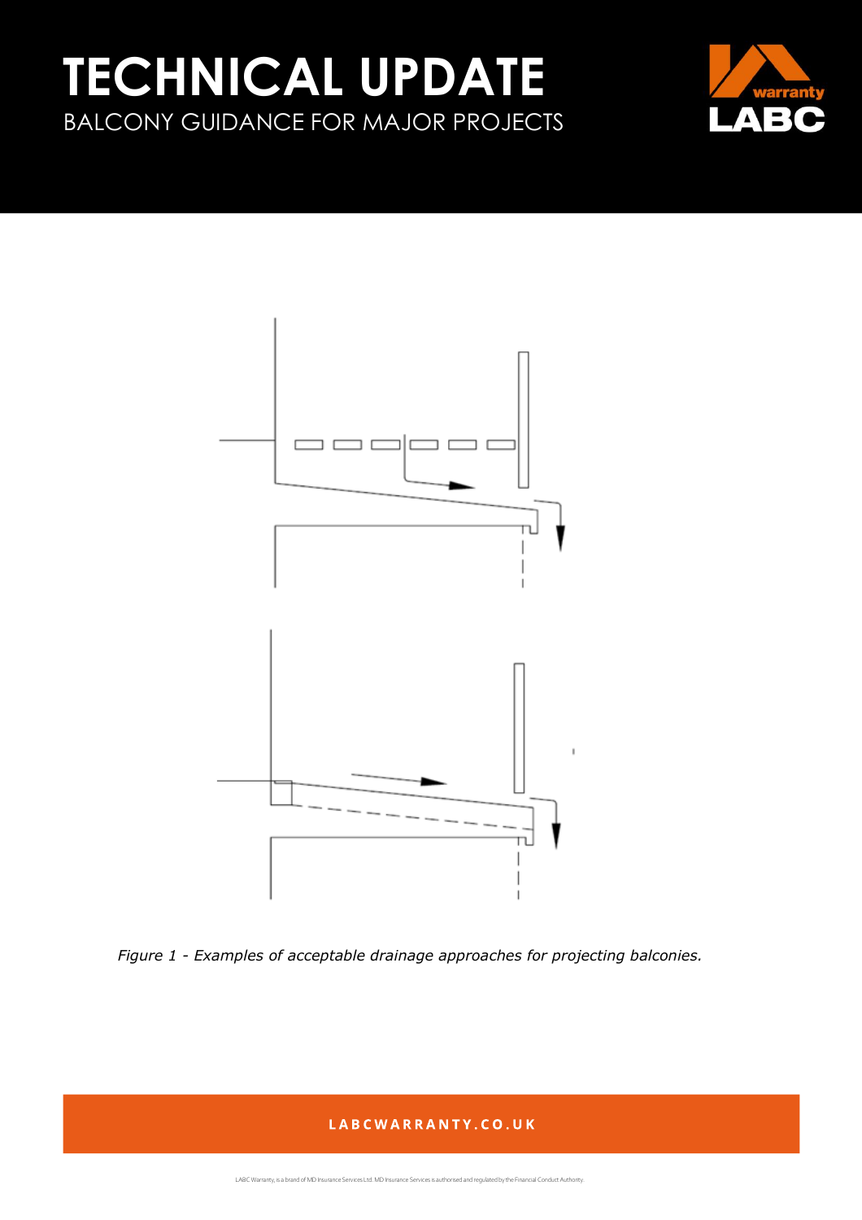*Figure 1 - Examples of acceptable drainage approaches for projecting balconies.*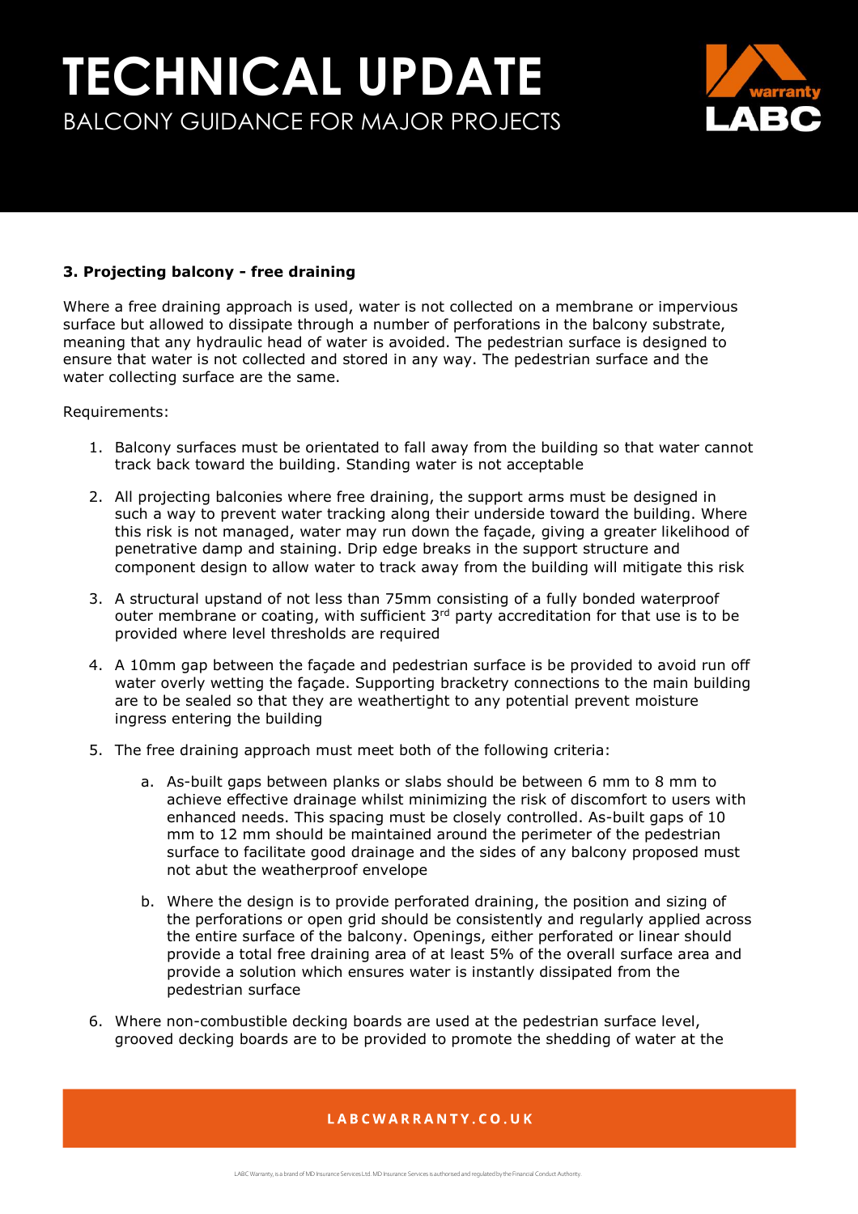### 3. Projecting balcony - free draining

Where a free draining approach is used, water is not collected on a membrane or impervious surface but allowed to dissipate through a number of perforations in the balcony substrate, meaning that any hydraulic head of water is avoided. The pedestrian surface is designed to ensure that water is not collected and stored in any way. The pedestrian surface and the water collecting surface are the same.

Requirements:

1. Balcony surfaces must be orientated to fall away from the building so that water cannot track back toward the building. Standing water is not acceptable
2. All projecting balconies where free draining, the support arms must be designed in such a way to prevent water tracking along their underside toward the building. Where this risk is not managed, water may run down the façade, giving a greater likelihood of penetrative damp and staining. Drip edge breaks in the support structure and component design to allow water to track away from the building will mitigate this risk
3. A structural upstand of not less than 75mm consisting of a fully bonded waterproof outer membrane or coating, with sufficient 3rd party accreditation for that use is to be provided where level thresholds are required
4. A 10mm gap between the façade and pedestrian surface is be provided to avoid run off water overly wetting the façade. Supporting bracketry connections to the main building are to be sealed so that they are weathertight to any potential prevent moisture ingress entering the building
5. The free draining approach must meet both of the following criteria:
    a. As-built gaps between planks or slabs should be between 6 mm to 8 mm to achieve effective drainage whilst minimizing the risk of discomfort to users with enhanced needs. This spacing must be closely controlled. As-built gaps of 10 mm to 12 mm should be maintained around the perimeter of the pedestrian surface to facilitate good drainage and the sides of any balcony proposed must not abut the weatherproof envelope
    b. Where the design is to provide perforated draining, the position and sizing of the perforations or open grid should be consistently and regularly applied across the entire surface of the balcony. Openings, either perforated or linear should provide a total free draining area of at least 5% of the overall surface area and provide a solution which ensures water is instantly dissipated from the pedestrian surface
6. Where non-combustible decking boards are used at the pedestrian surface level, grooved decking boards are to be provided to promote the shedding of water at the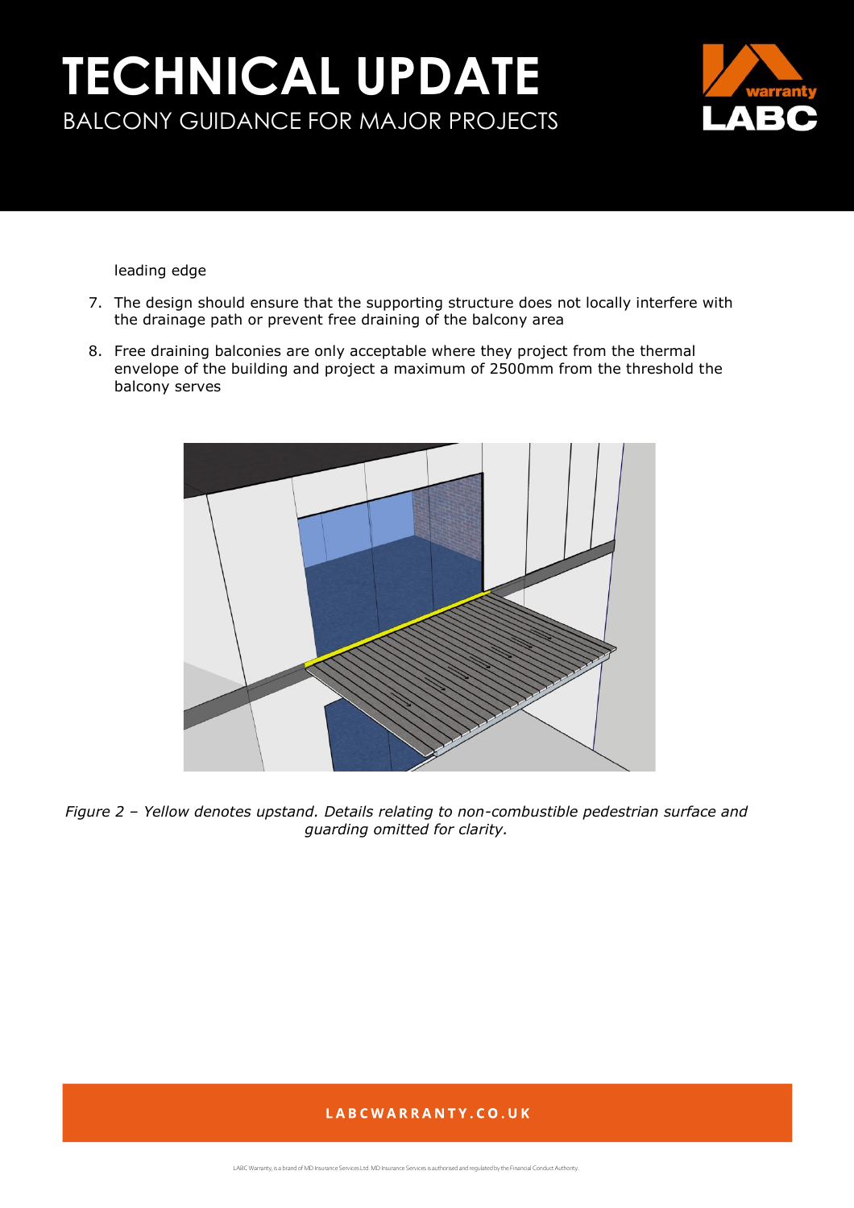leading edge

7. The design should ensure that the supporting structure does not locally interfere with the drainage path or prevent free draining of the balcony area
8. Free draining balconies are only acceptable where they project from the thermal envelope of the building and project a maximum of 2500mm from the threshold the balcony serves

*Figure 2 – Yellow denotes upstand. Details relating to non-combustible pedestrian surface and guarding omitted for clarity.*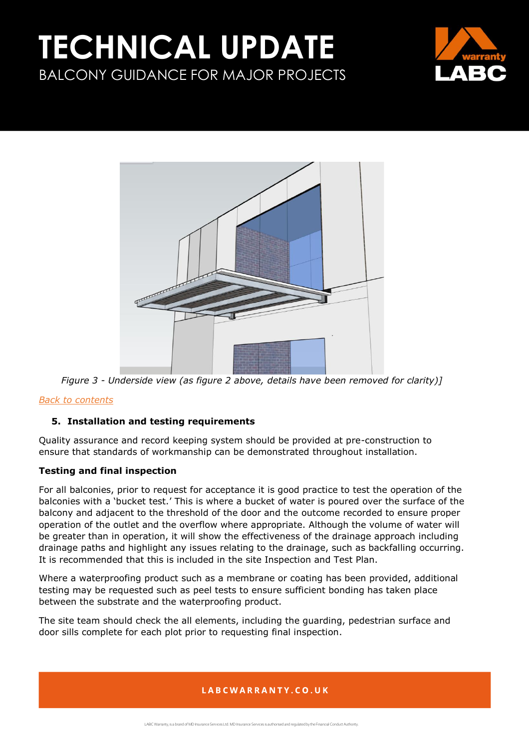*Figure 3 - Underside view (as figure 2 above, details have been removed for clarity)]*

[Back to contents]

## 5. Installation and testing requirements

Quality assurance and record keeping system should be provided at pre-construction to ensure that standards of workmanship can be demonstrated throughout installation.

### Testing and final inspection

For all balconies, prior to request for acceptance it is good practice to test the operation of the balconies with a 'bucket test.' This is where a bucket of water is poured over the surface of the balcony and adjacent to the threshold of the door and the outcome recorded to ensure proper operation of the outlet and the overflow where appropriate. Although the volume of water will be greater than in operation, it will show the effectiveness of the drainage approach including drainage paths and highlight any issues relating to the drainage, such as backfalling occurring. It is recommended that this is included in the site Inspection and Test Plan.

Where a waterproofing product such as a membrane or coating has been provided, additional testing may be requested such as peel tests to ensure sufficient bonding has taken place between the substrate and the waterproofing product.

The site team should check the all elements, including the guarding, pedestrian surface and door sills complete for each plot prior to requesting final inspection.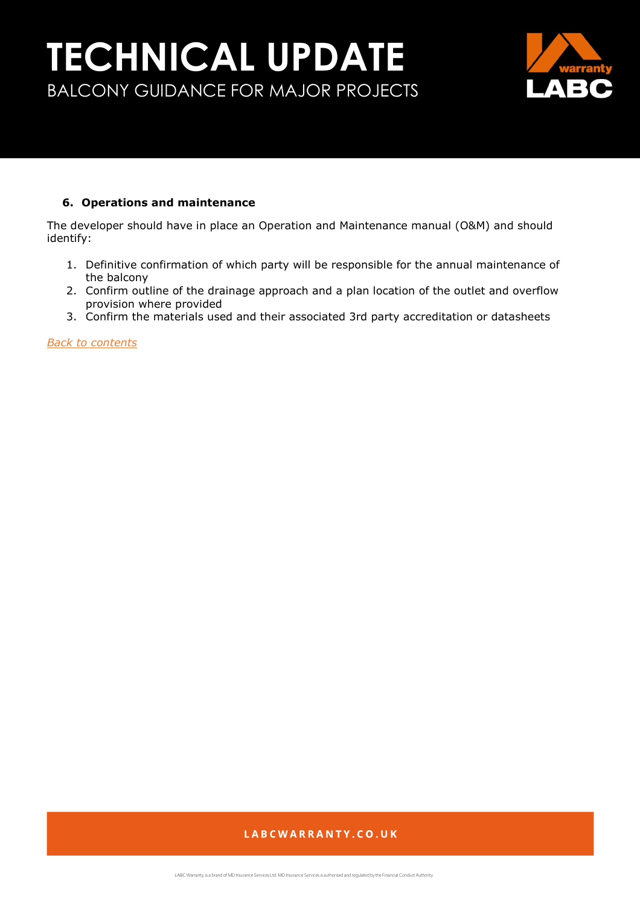### 6. Operations and maintenance

The developer should have in place an Operation and Maintenance manual (O&M) and should identify:

1. Definitive confirmation of which party will be responsible for the annual maintenance of the balcony
2. Confirm outline of the drainage approach and a plan location of the outlet and overflow provision where provided
3. Confirm the materials used and their associated 3rd party accreditation or datasheets

*Back to contents*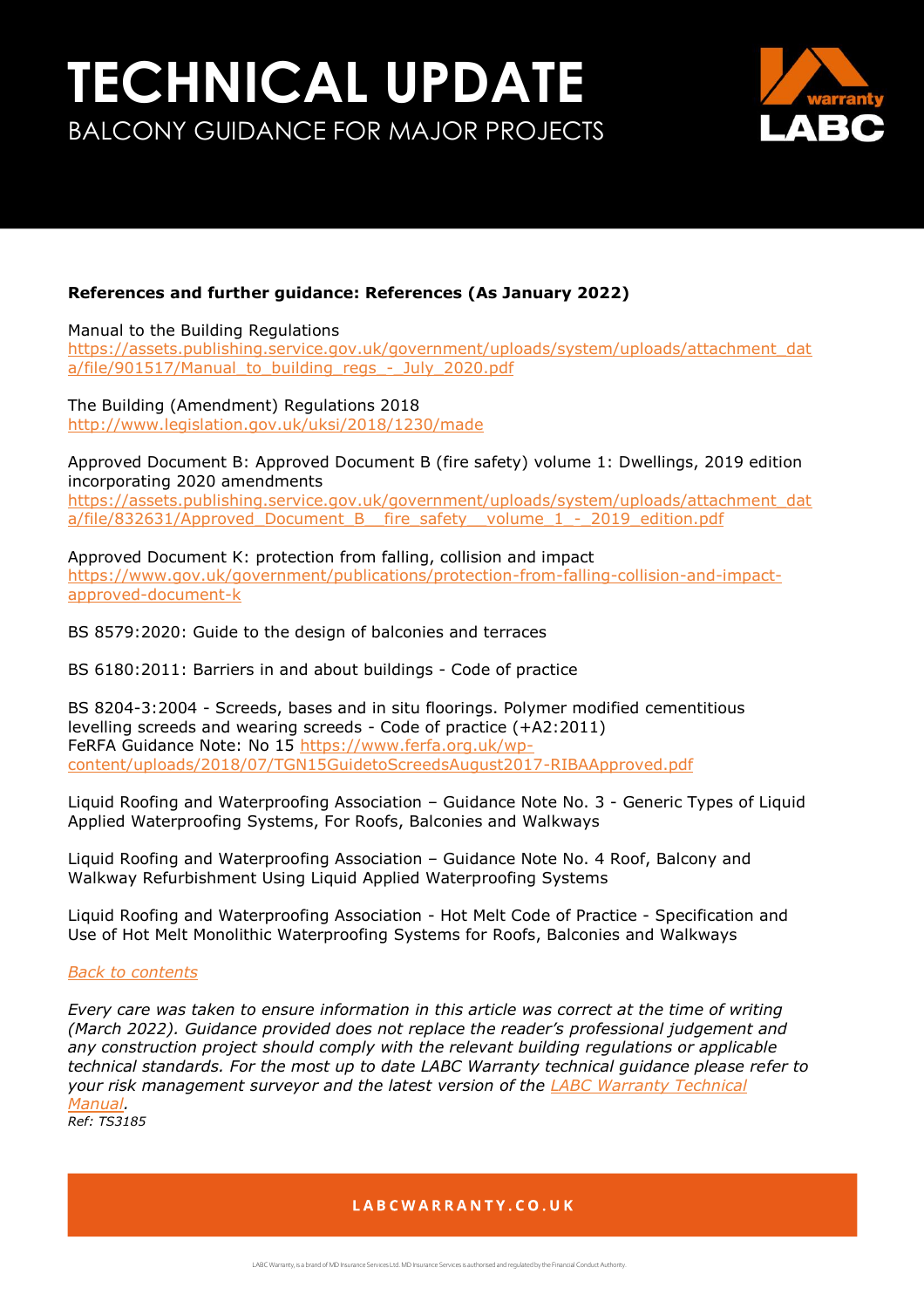**References and further guidance: References (As January 2022)**

Manual to the Building Regulations
https://assets.publishing.service.gov.uk/government/uploads/system/uploads/attachment_data/file/901517/Manual_to_building_regs_-_July_2020.pdf

The Building (Amendment) Regulations 2018
http://www.legislation.gov.uk/uksi/2018/1230/made

Approved Document B: Approved Document B (fire safety) volume 1: Dwellings, 2019 edition incorporating 2020 amendments
https://assets.publishing.service.gov.uk/government/uploads/system/uploads/attachment_data/file/832631/Approved_Document_B__fire_safety__volume_1_-_2019_edition.pdf

Approved Document K: protection from falling, collision and impact
https://www.gov.uk/government/publications/protection-from-falling-collision-and-impact-approved-document-k

BS 8579:2020: Guide to the design of balconies and terraces

BS 6180:2011: Barriers in and about buildings - Code of practice

BS 8204-3:2004 - Screeds, bases and in situ floorings. Polymer modified cementitious levelling screeds and wearing screeds - Code of practice (+A2:2011)
FeRFA Guidance Note: No 15 https://www.ferfa.org.uk/wp-content/uploads/2018/07/TGN15GuidetoScreedsAugust2017-RIBAApproved.pdf

Liquid Roofing and Waterproofing Association – Guidance Note No. 3 - Generic Types of Liquid Applied Waterproofing Systems, For Roofs, Balconies and Walkways

Liquid Roofing and Waterproofing Association – Guidance Note No. 4 Roof, Balcony and Walkway Refurbishment Using Liquid Applied Waterproofing Systems

Liquid Roofing and Waterproofing Association - Hot Melt Code of Practice - Specification and Use of Hot Melt Monolithic Waterproofing Systems for Roofs, Balconies and Walkways

*Back to contents*

*Every care was taken to ensure information in this article was correct at the time of writing (March 2022). Guidance provided does not replace the reader's professional judgement and any construction project should comply with the relevant building regulations or applicable technical standards. For the most up to date LABC Warranty technical guidance please refer to your risk management surveyor and the latest version of the LABC Warranty Technical Manual.*
*Ref: TS3185*